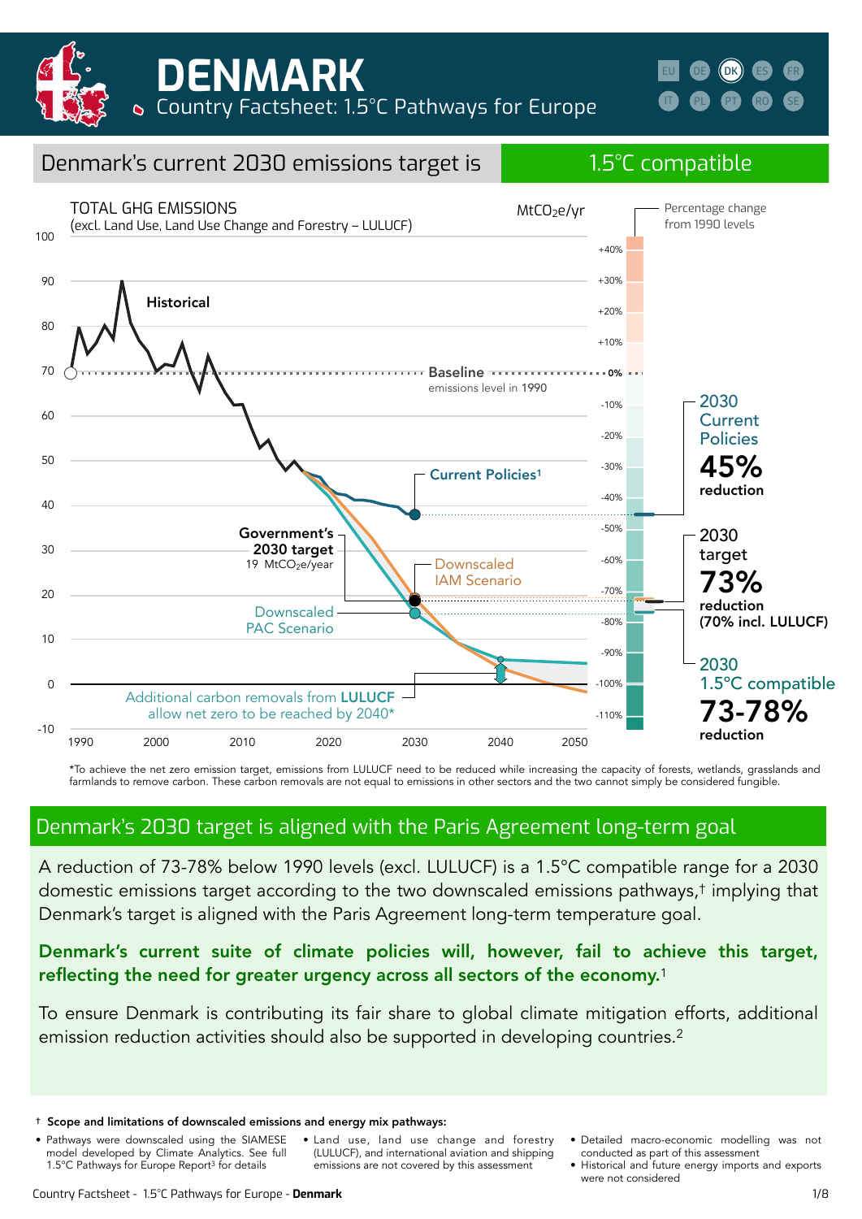# DENMARK

Country Factsheet: 1.5°C Pathways for Europe

EU DE DK ES FR IT PL PT RO SE

## Denmark's current 2030 emissions target is 1.5°C compatible

TOTAL GHG EMISSIONS
(excl. Land Use, Land Use Change and Forestry – LULUCF)

$MtCO_2e/yr$

Percentage change from 1990 levels

Historical

Baseline — emissions level in 1990

Current Policies[1]

Government's 2030 target — 19 $MtCO_2e/year$

Downscaled IAM Scenario

Downscaled PAC Scenario

Additional carbon removals from **LULUCF** allow net zero to be reached by 2040*

**2030 Current Policies** — **45%** reduction

**2030 target** — **73%** reduction (70% incl. LULUCF)

**2030 1.5°C compatible** — **73-78%** reduction

*To achieve the net zero emission target, emissions from LULUCF need to be reduced while increasing the capacity of forests, wetlands, grasslands and farmlands to remove carbon. These carbon removals are not equal to emissions in other sectors and the two cannot simply be considered fungible.

## Denmark's 2030 target is aligned with the Paris Agreement long-term goal

A reduction of 73-78% below 1990 levels (excl. LULUCF) is a 1.5°C compatible range for a 2030 domestic emissions target according to the two downscaled emissions pathways,† implying that Denmark's target is aligned with the Paris Agreement long-term temperature goal.

**Denmark's current suite of climate policies will, however, fail to achieve this target, reflecting the need for greater urgency across all sectors of the economy.**[1]

To ensure Denmark is contributing its fair share to global climate mitigation efforts, additional emission reduction activities should also be supported in developing countries.[2]

**† Scope and limitations of downscaled emissions and energy mix pathways:**

- Pathways were downscaled using the SIAMESE model developed by Climate Analytics. See full 1.5°C Pathways for Europe Report[3] for details
- Land use, land use change and forestry (LULUCF), and international aviation and shipping emissions are not covered by this assessment
- Detailed macro-economic modelling was not conducted as part of this assessment
- Historical and future energy imports and exports were not considered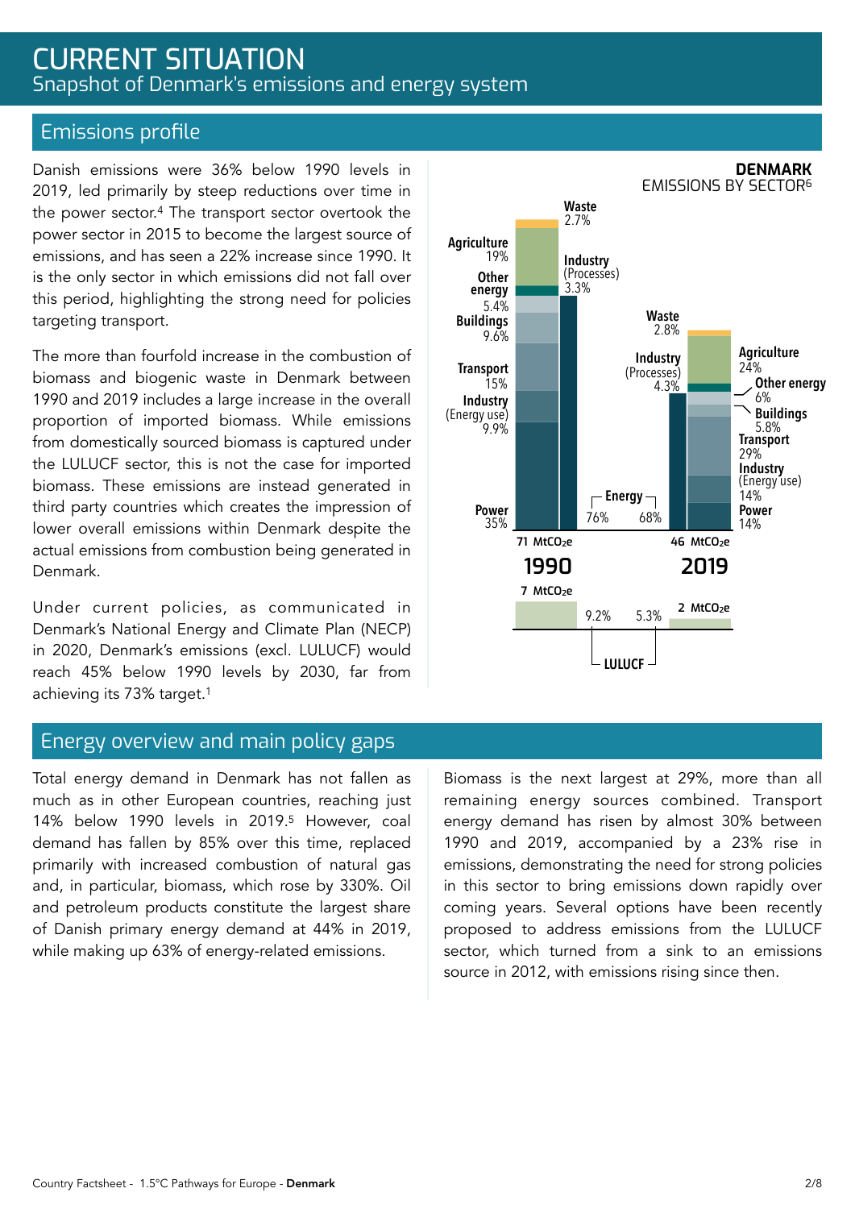# CURRENT SITUATION

Snapshot of Denmark's emissions and energy system

## Emissions profile

Danish emissions were 36% below 1990 levels in 2019, led primarily by steep reductions over time in the power sector.[4] The transport sector overtook the power sector in 2015 to become the largest source of emissions, and has seen a 22% increase since 1990. It is the only sector in which emissions did not fall over this period, highlighting the strong need for policies targeting transport.

The more than fourfold increase in the combustion of biomass and biogenic waste in Denmark between 1990 and 2019 includes a large increase in the overall proportion of imported biomass. While emissions from domestically sourced biomass is captured under the LULUCF sector, this is not the case for imported biomass. These emissions are instead generated in third party countries which creates the impression of lower overall emissions within Denmark despite the actual emissions from combustion being generated in Denmark.

Under current policies, as communicated in Denmark's National Energy and Climate Plan (NECP) in 2020, Denmark's emissions (excl. LULUCF) would reach 45% below 1990 levels by 2030, far from achieving its 73% target.[1]

**DENMARK**
EMISSIONS BY SECTOR[6]

| Sector | 1990 | 2019 |
|---|---|---|
| Waste | 2.7% | 2.8% |
| Agriculture | 19% | 24% |
| Industry (Processes) | 3.3% | 4.3% |
| Other energy | 5.4% | 6% |
| Buildings | 9.6% | 5.8% |
| Transport | 15% | 29% |
| Industry (Energy use) | 9.9% | 14% |
| Power | 35% | 14% |
| Energy (total) | 76% | 68% |
| Total | 71 $MtCO_2e$ | 46 $MtCO_2e$ |
| LULUCF | 7 $MtCO_2e$ (9.2%) | 2 $MtCO_2e$ (5.3%) |

## Energy overview and main policy gaps

Total energy demand in Denmark has not fallen as much as in other European countries, reaching just 14% below 1990 levels in 2019.[5] However, coal demand has fallen by 85% over this time, replaced primarily with increased combustion of natural gas and, in particular, biomass, which rose by 330%. Oil and petroleum products constitute the largest share of Danish primary energy demand at 44% in 2019, while making up 63% of energy-related emissions.

Biomass is the next largest at 29%, more than all remaining energy sources combined. Transport energy demand has risen by almost 30% between 1990 and 2019, accompanied by a 23% rise in emissions, demonstrating the need for strong policies in this sector to bring emissions down rapidly over coming years. Several options have been recently proposed to address emissions from the LULUCF sector, which turned from a sink to an emissions source in 2012, with emissions rising since then.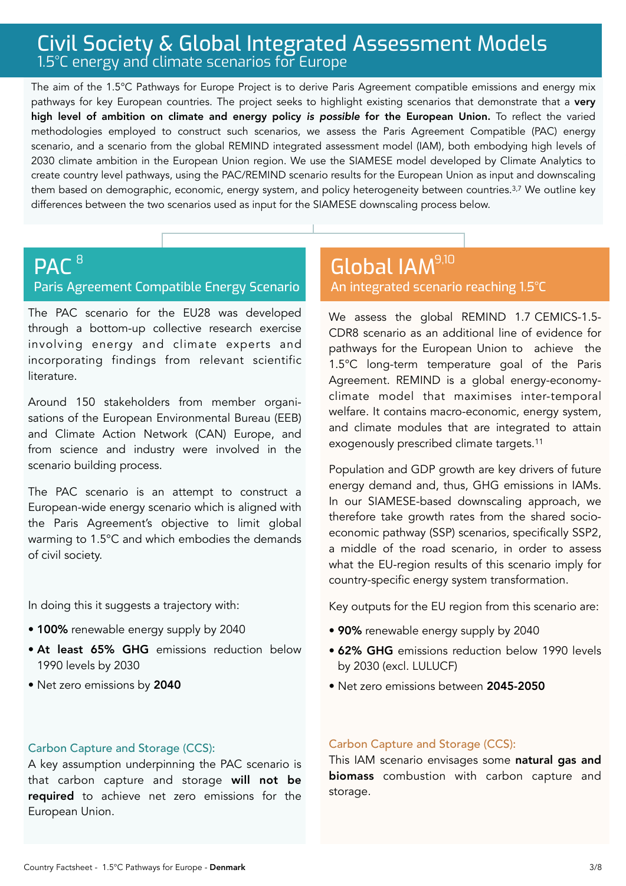# Civil Society & Global Integrated Assessment Models

## 1.5°C energy and climate scenarios for Europe

The aim of the 1.5°C Pathways for Europe Project is to derive Paris Agreement compatible emissions and energy mix pathways for key European countries. The project seeks to highlight existing scenarios that demonstrate that a **very high level of ambition on climate and energy policy *is possible* for the European Union.** To reflect the varied methodologies employed to construct such scenarios, we assess the Paris Agreement Compatible (PAC) energy scenario, and a scenario from the global REMIND integrated assessment model (IAM), both embodying high levels of 2030 climate ambition in the European Union region. We use the SIAMESE model developed by Climate Analytics to create country level pathways, using the PAC/REMIND scenario results for the European Union as input and downscaling them based on demographic, economic, energy system, and policy heterogeneity between countries.[3,7] We outline key differences between the two scenarios used as input for the SIAMESE downscaling process below.

## PAC [8]

### Paris Agreement Compatible Energy Scenario

The PAC scenario for the EU28 was developed through a bottom-up collective research exercise involving energy and climate experts and incorporating findings from relevant scientific literature.

Around 150 stakeholders from member organisations of the European Environmental Bureau (EEB) and Climate Action Network (CAN) Europe, and from science and industry were involved in the scenario building process.

The PAC scenario is an attempt to construct a European-wide energy scenario which is aligned with the Paris Agreement's objective to limit global warming to 1.5°C and which embodies the demands of civil society.

In doing this it suggests a trajectory with:

- **100%** renewable energy supply by 2040
- **At least 65% GHG** emissions reduction below 1990 levels by 2030
- Net zero emissions by **2040**

#### Carbon Capture and Storage (CCS):

A key assumption underpinning the PAC scenario is that carbon capture and storage **will not be required** to achieve net zero emissions for the European Union.

## Global IAM[9,10]

### An integrated scenario reaching 1.5°C

We assess the global REMIND 1.7 CEMICS-1.5-CDR8 scenario as an additional line of evidence for pathways for the European Union to achieve the 1.5°C long-term temperature goal of the Paris Agreement. REMIND is a global energy-economy-climate model that maximises inter-temporal welfare. It contains macro-economic, energy system, and climate modules that are integrated to attain exogenously prescribed climate targets.[11]

Population and GDP growth are key drivers of future energy demand and, thus, GHG emissions in IAMs. In our SIAMESE-based downscaling approach, we therefore take growth rates from the shared socio-economic pathway (SSP) scenarios, specifically SSP2, a middle of the road scenario, in order to assess what the EU-region results of this scenario imply for country-specific energy system transformation.

Key outputs for the EU region from this scenario are:

- **90%** renewable energy supply by 2040
- **62% GHG** emissions reduction below 1990 levels by 2030 (excl. LULUCF)
- Net zero emissions between **2045-2050**

#### Carbon Capture and Storage (CCS):

This IAM scenario envisages some **natural gas and biomass** combustion with carbon capture and storage.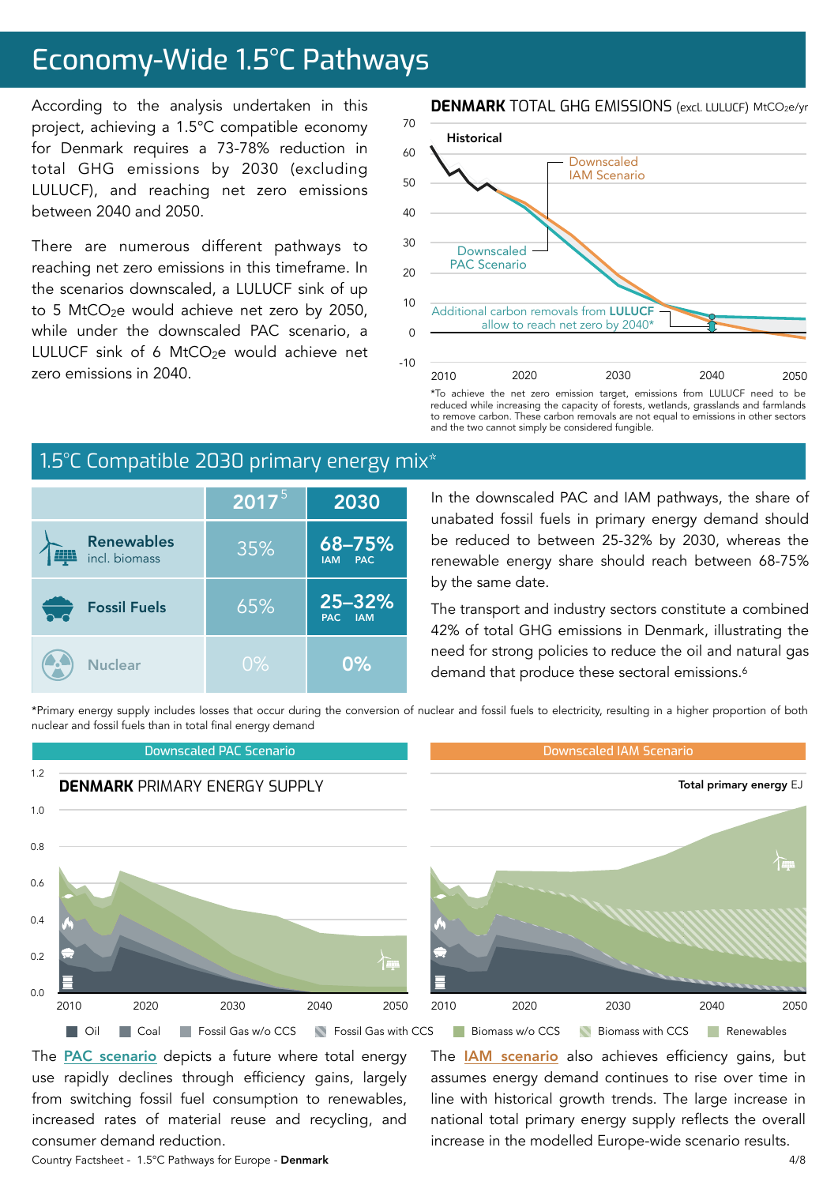# Economy-Wide 1.5°C Pathways

According to the analysis undertaken in this project, achieving a 1.5°C compatible economy for Denmark requires a 73-78% reduction in total GHG emissions by 2030 (excluding LULUCF), and reaching net zero emissions between 2040 and 2050.

There are numerous different pathways to reaching net zero emissions in this timeframe. In the scenarios downscaled, a LULUCF sink of up to 5 $MtCO_2e$ would achieve net zero by 2050, while under the downscaled PAC scenario, a LULUCF sink of 6 $MtCO_2e$ would achieve net zero emissions in 2040.

**DENMARK** TOTAL GHG EMISSIONS (excl. LULUCF) $MtCO_2e$/yr

Historical

Downscaled IAM Scenario

Downscaled PAC Scenario

Additional carbon removals from **LULUCF** allow to reach net zero by 2040*

*To achieve the net zero emission target, emissions from LULUCF need to be reduced while increasing the capacity of forests, wetlands, grasslands and farmlands to remove carbon. These carbon removals are not equal to emissions in other sectors and the two cannot simply be considered fungible.

## 1.5°C Compatible 2030 primary energy mix*

| | 2017[5] | 2030 |
|---|---|---|
| **Renewables** incl. biomass | 35% | 68–75% (IAM – PAC) |
| **Fossil Fuels** | 65% | 25–32% (PAC – IAM) |
| **Nuclear** | 0% | 0% |

In the downscaled PAC and IAM pathways, the share of unabated fossil fuels in primary energy demand should be reduced to between 25-32% by 2030, whereas the renewable energy share should reach between 68-75% by the same date.

The transport and industry sectors constitute a combined 42% of total GHG emissions in Denmark, illustrating the need for strong policies to reduce the oil and natural gas demand that produce these sectoral emissions.[6]

*Primary energy supply includes losses that occur during the conversion of nuclear and fossil fuels to electricity, resulting in a higher proportion of both nuclear and fossil fuels than in total final energy demand

**DENMARK** PRIMARY ENERGY SUPPLY — Total primary energy EJ

Downscaled PAC Scenario | Downscaled IAM Scenario

Oil · Coal · Fossil Gas w/o CCS · Fossil Gas with CCS · Biomass w/o CCS · Biomass with CCS · Renewables

The PAC scenario depicts a future where total energy use rapidly declines through efficiency gains, largely from switching fossil fuel consumption to renewables, increased rates of material reuse and recycling, and consumer demand reduction.

The IAM scenario also achieves efficiency gains, but assumes energy demand continues to rise over time in line with historical growth trends. The large increase in national total primary energy supply reflects the overall increase in the modelled Europe-wide scenario results.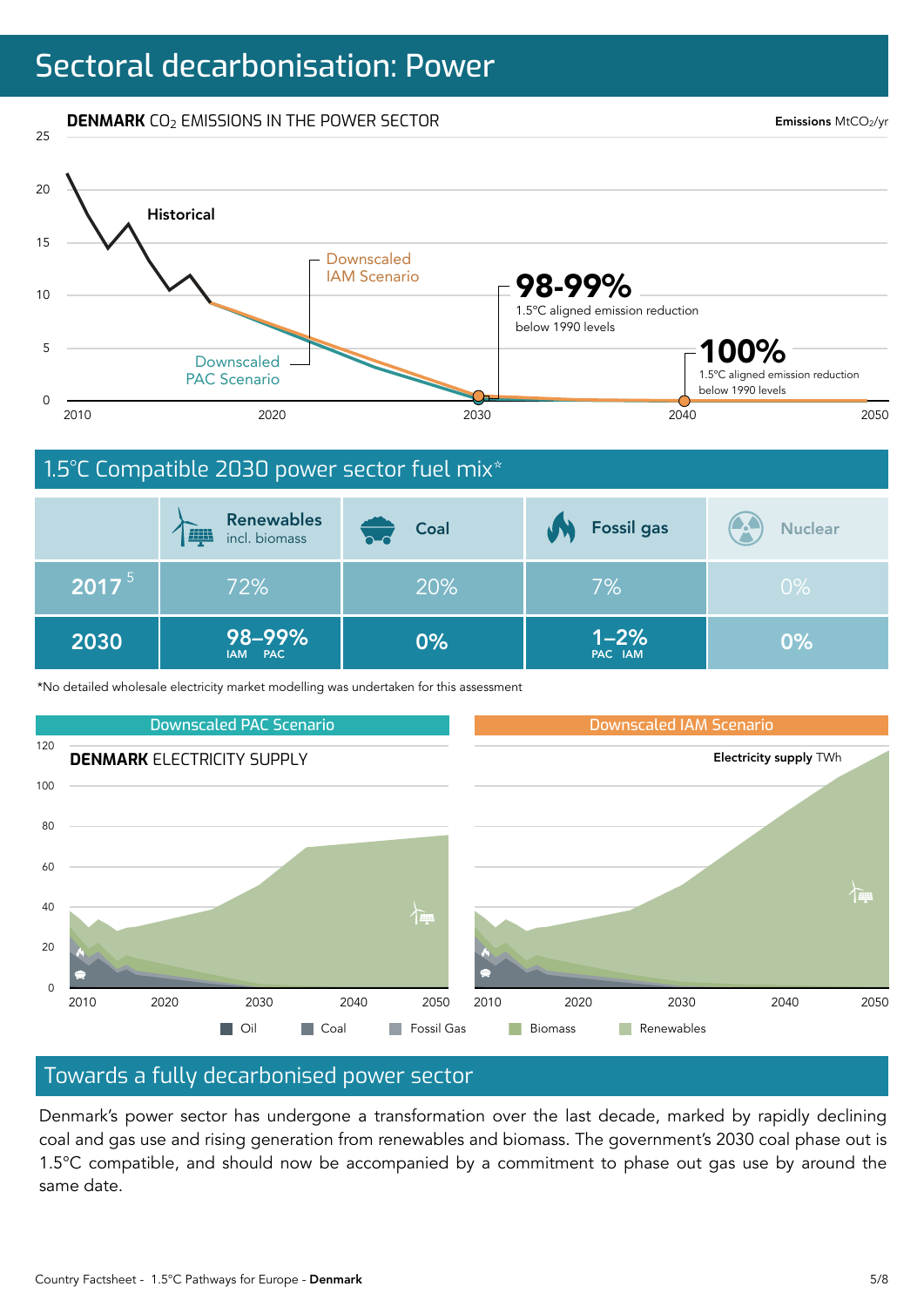# Sectoral decarbonisation: Power

**DENMARK** $CO_2$ EMISSIONS IN THE POWER SECTOR

Emissions $MtCO_2/yr$

Historical

Downscaled IAM Scenario

Downscaled PAC Scenario

**98-99%**
1.5°C aligned emission reduction below 1990 levels

**100%**
1.5°C aligned emission reduction below 1990 levels

## 1.5°C Compatible 2030 power sector fuel mix*

| | Renewables incl. biomass | Coal | Fossil gas | Nuclear |
|---|---|---|---|---|
| 2017 [5] | 72% | 20% | 7% | 0% |
| 2030 | 98–99% (IAM PAC) | 0% | 1–2% (PAC IAM) | 0% |

*No detailed wholesale electricity market modelling was undertaken for this assessment

**Downscaled PAC Scenario** | **Downscaled IAM Scenario**

**DENMARK** ELECTRICITY SUPPLY

Electricity supply TWh

Oil | Coal | Fossil Gas | Biomass | Renewables

## Towards a fully decarbonised power sector

Denmark's power sector has undergone a transformation over the last decade, marked by rapidly declining coal and gas use and rising generation from renewables and biomass. The government's 2030 coal phase out is 1.5°C compatible, and should now be accompanied by a commitment to phase out gas use by around the same date.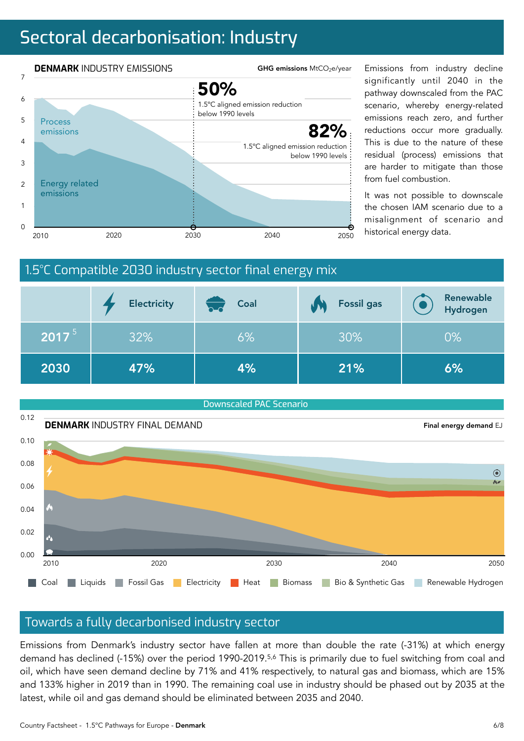# Sectoral decarbonisation: Industry

**DENMARK** INDUSTRY EMISSIONS

GHG emissions $MtCO_2e$/year

50% 1.5°C aligned emission reduction below 1990 levels

82% 1.5°C aligned emission reduction below 1990 levels

Process emissions

Energy related emissions

Emissions from industry decline significantly until 2040 in the pathway downscaled from the PAC scenario, whereby energy-related emissions reach zero, and further reductions occur more gradually. This is due to the nature of these residual (process) emissions that are harder to mitigate than those from fuel combustion.

It was not possible to downscale the chosen IAM scenario due to a misalignment of scenario and historical energy data.

## 1.5°C Compatible 2030 industry sector final energy mix

| | Electricity | Coal | Fossil gas | Renewable Hydrogen |
|---|---|---|---|---|
| 2017[5] | 32% | 6% | 30% | 0% |
| 2030 | 47% | 4% | 21% | 6% |

Downscaled PAC Scenario

**DENMARK** INDUSTRY FINAL DEMAND

Final energy demand EJ

Coal, Liquids, Fossil Gas, Electricity, Heat, Biomass, Bio & Synthetic Gas, Renewable Hydrogen

## Towards a fully decarbonised industry sector

Emissions from Denmark's industry sector have fallen at more than double the rate (-31%) at which energy demand has declined (-15%) over the period 1990-2019.[5,6] This is primarily due to fuel switching from coal and oil, which have seen demand decline by 71% and 41% respectively, to natural gas and biomass, which are 15% and 133% higher in 2019 than in 1990. The remaining coal use in industry should be phased out by 2035 at the latest, while oil and gas demand should be eliminated between 2035 and 2040.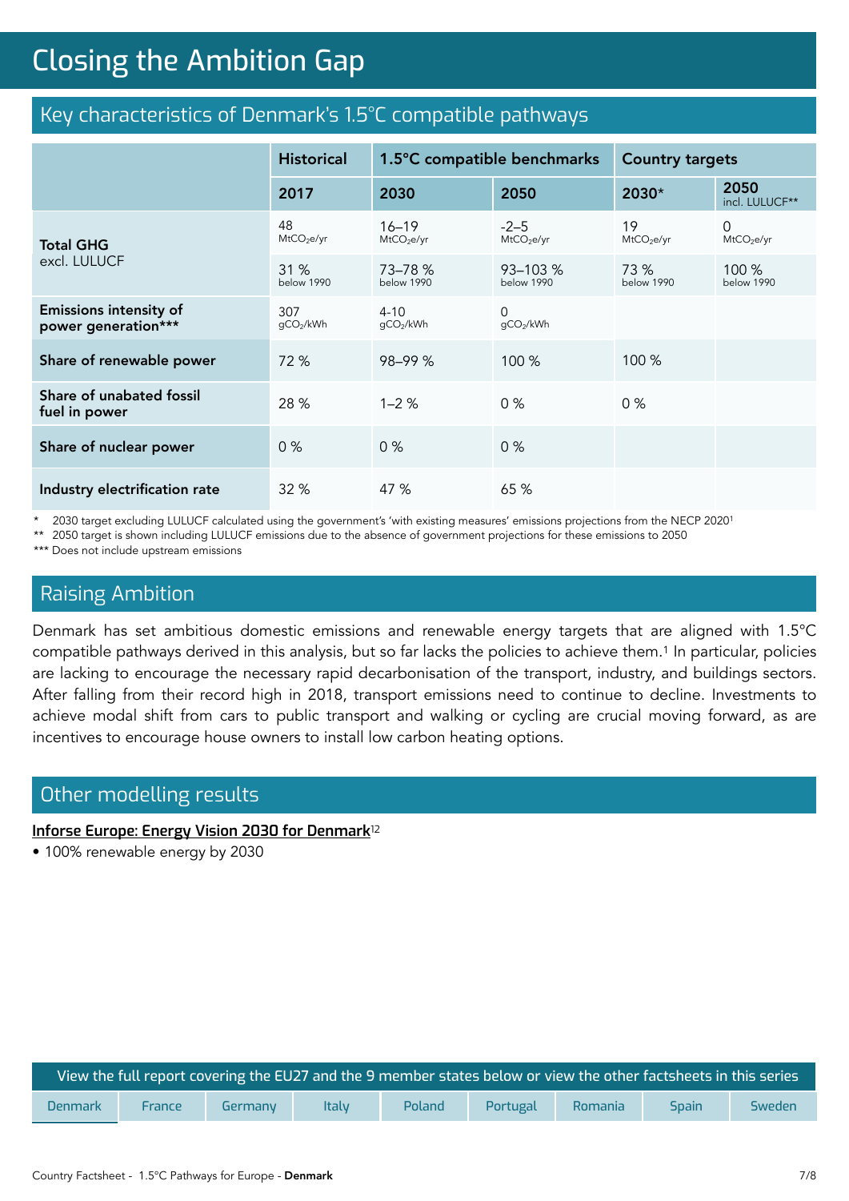# Closing the Ambition Gap

## Key characteristics of Denmark's 1.5°C compatible pathways

| | Historical | 1.5°C compatible benchmarks | | Country targets | |
|---|---|---|---|---|---|
| | 2017 | 2030 | 2050 | 2030* | 2050 incl. LULUCF** |
| **Total GHG** excl. LULUCF | 48 $MtCO_2e/yr$ | 16–19 $MtCO_2e/yr$ | -2–5 $MtCO_2e/yr$ | 19 $MtCO_2e/yr$ | 0 $MtCO_2e/yr$ |
| | 31 % below 1990 | 73–78 % below 1990 | 93–103 % below 1990 | 73 % below 1990 | 100 % below 1990 |
| **Emissions intensity of power generation*** ** | 307 $gCO_2/kWh$ | 4-10 $gCO_2/kWh$ | 0 $gCO_2/kWh$ | | |
| **Share of renewable power** | 72 % | 98–99 % | 100 % | 100 % | |
| **Share of unabated fossil fuel in power** | 28 % | 1–2 % | 0 % | 0 % | |
| **Share of nuclear power** | 0 % | 0 % | 0 % | | |
| **Industry electrification rate** | 32 % | 47 % | 65 % | | |

\* 2030 target excluding LULUCF calculated using the government's 'with existing measures' emissions projections from the NECP 2020[1]

** 2050 target is shown including LULUCF emissions due to the absence of government projections for these emissions to 2050

*** Does not include upstream emissions

## Raising Ambition

Denmark has set ambitious domestic emissions and renewable energy targets that are aligned with 1.5°C compatible pathways derived in this analysis, but so far lacks the policies to achieve them.[1] In particular, policies are lacking to encourage the necessary rapid decarbonisation of the transport, industry, and buildings sectors. After falling from their record high in 2018, transport emissions need to continue to decline. Investments to achieve modal shift from cars to public transport and walking or cycling are crucial moving forward, as are incentives to encourage house owners to install low carbon heating options.

## Other modelling results

**Inforse Europe: Energy Vision 2030 for Denmark**[12]

- 100% renewable energy by 2030

View the full report covering the EU27 and the 9 member states below or view the other factsheets in this series

Denmark | France | Germany | Italy | Poland | Portugal | Romania | Spain | Sweden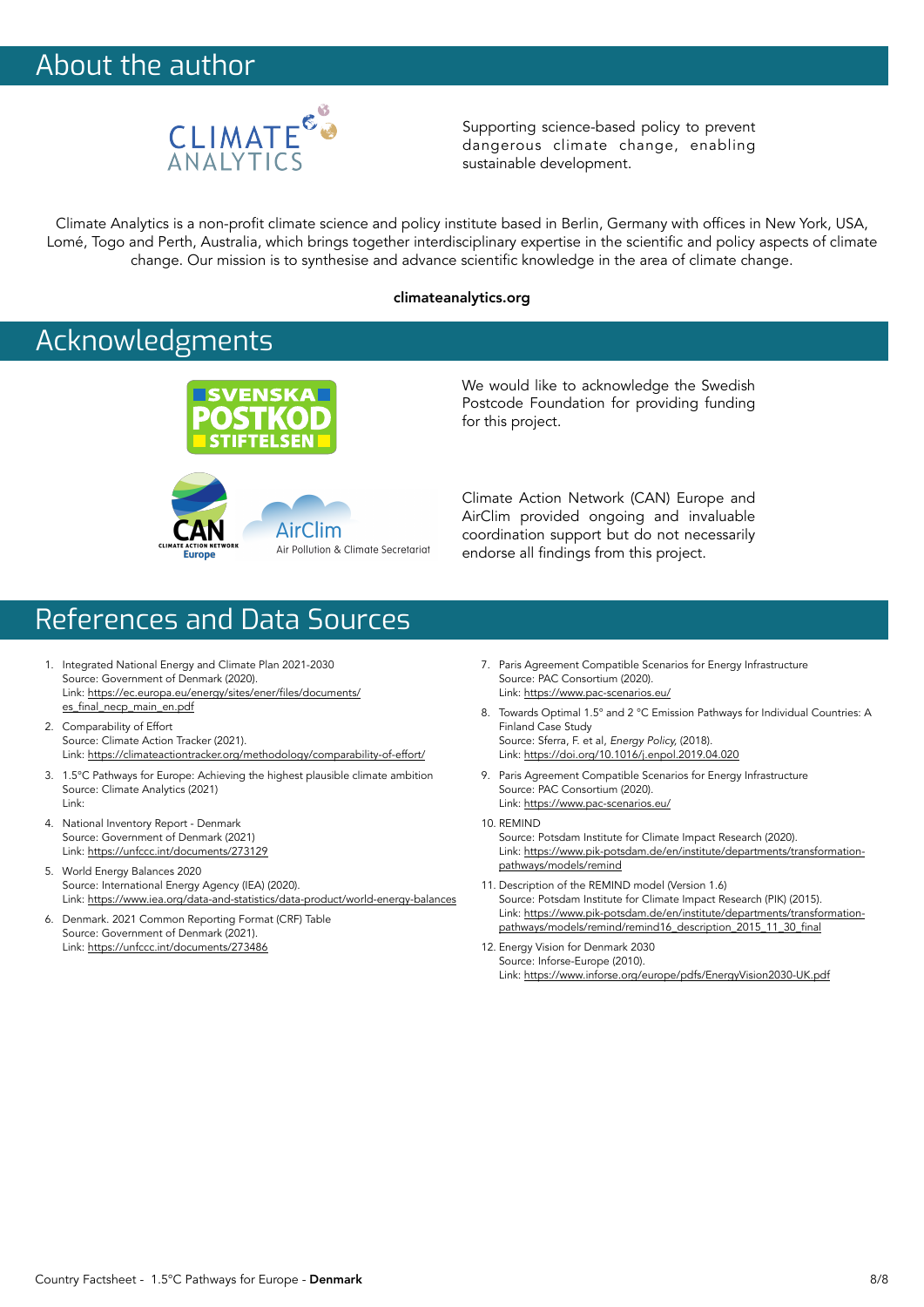## About the author

Supporting science-based policy to prevent dangerous climate change, enabling sustainable development.

Climate Analytics is a non-profit climate science and policy institute based in Berlin, Germany with offices in New York, USA, Lomé, Togo and Perth, Australia, which brings together interdisciplinary expertise in the scientific and policy aspects of climate change. Our mission is to synthesise and advance scientific knowledge in the area of climate change.

**climateanalytics.org**

## Acknowledgments

We would like to acknowledge the Swedish Postcode Foundation for providing funding for this project.

Climate Action Network (CAN) Europe and AirClim provided ongoing and invaluable coordination support but do not necessarily endorse all findings from this project.

## References and Data Sources

1. Integrated National Energy and Climate Plan 2021-2030
   Source: Government of Denmark (2020).
   Link: https://ec.europa.eu/energy/sites/ener/files/documents/es_final_necp_main_en.pdf
2. Comparability of Effort
   Source: Climate Action Tracker (2021).
   Link: https://climateactiontracker.org/methodology/comparability-of-effort/
3. 1.5°C Pathways for Europe: Achieving the highest plausible climate ambition
   Source: Climate Analytics (2021)
   Link:
4. National Inventory Report - Denmark
   Source: Government of Denmark (2021)
   Link: https://unfccc.int/documents/273129
5. World Energy Balances 2020
   Source: International Energy Agency (IEA) (2020).
   Link: https://www.iea.org/data-and-statistics/data-product/world-energy-balances
6. Denmark. 2021 Common Reporting Format (CRF) Table
   Source: Government of Denmark (2021).
   Link: https://unfccc.int/documents/273486
7. Paris Agreement Compatible Scenarios for Energy Infrastructure
   Source: PAC Consortium (2020).
   Link: https://www.pac-scenarios.eu/
8. Towards Optimal 1.5° and 2 °C Emission Pathways for Individual Countries: A Finland Case Study
   Source: Sferra, F. et al, *Energy Policy*, (2018).
   Link: https://doi.org/10.1016/j.enpol.2019.04.020
9. Paris Agreement Compatible Scenarios for Energy Infrastructure
   Source: PAC Consortium (2020).
   Link: https://www.pac-scenarios.eu/
10. REMIND
    Source: Potsdam Institute for Climate Impact Research (2020).
    Link: https://www.pik-potsdam.de/en/institute/departments/transformation-pathways/models/remind
11. Description of the REMIND model (Version 1.6)
    Source: Potsdam Institute for Climate Impact Research (PIK) (2015).
    Link: https://www.pik-potsdam.de/en/institute/departments/transformation-pathways/models/remind/remind16_description_2015_11_30_final
12. Energy Vision for Denmark 2030
    Source: Inforse-Europe (2010).
    Link: https://www.inforse.org/europe/pdfs/EnergyVision2030-UK.pdf